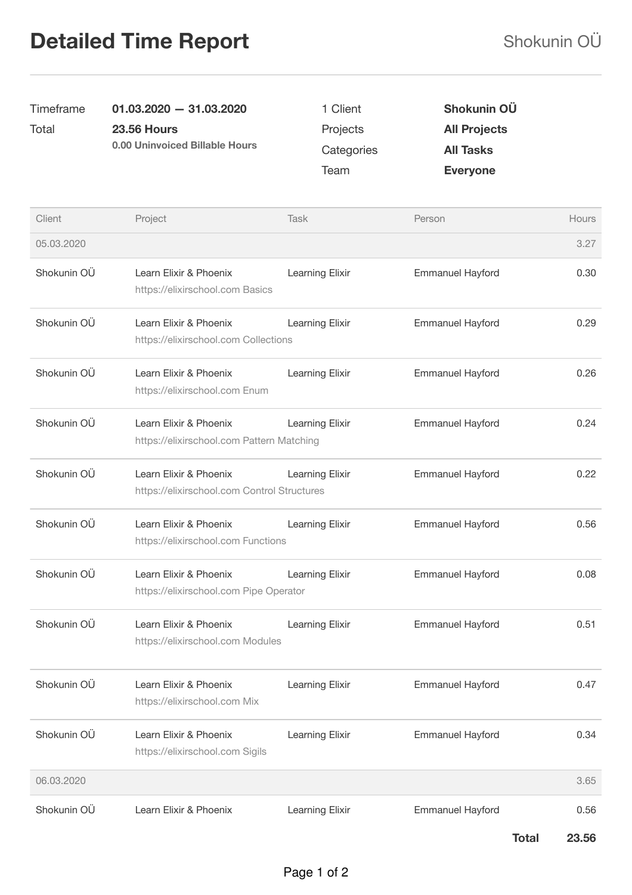# Detailed Time Report

Shokunin OÜ

| | | | |
|---|---|---|---|
| Timeframe | **01.03.2020 — 31.03.2020** | 1 Client | **Shokunin OÜ** |
| Total | **23.56 Hours**<br>**0.00 Uninvoiced Billable Hours** | Projects | **All Projects** |
| | | Categories | **All Tasks** |
| | | Team | **Everyone** |

| Client | Project | Task | Person | Hours |
|---|---|---|---|---|
| 05.03.2020 | | | | 3.27 |
| Shokunin OÜ | Learn Elixir & Phoenix<br>https://elixirschool.com Basics | Learning Elixir | Emmanuel Hayford | 0.30 |
| Shokunin OÜ | Learn Elixir & Phoenix<br>https://elixirschool.com Collections | Learning Elixir | Emmanuel Hayford | 0.29 |
| Shokunin OÜ | Learn Elixir & Phoenix<br>https://elixirschool.com Enum | Learning Elixir | Emmanuel Hayford | 0.26 |
| Shokunin OÜ | Learn Elixir & Phoenix<br>https://elixirschool.com Pattern Matching | Learning Elixir | Emmanuel Hayford | 0.24 |
| Shokunin OÜ | Learn Elixir & Phoenix<br>https://elixirschool.com Control Structures | Learning Elixir | Emmanuel Hayford | 0.22 |
| Shokunin OÜ | Learn Elixir & Phoenix<br>https://elixirschool.com Functions | Learning Elixir | Emmanuel Hayford | 0.56 |
| Shokunin OÜ | Learn Elixir & Phoenix<br>https://elixirschool.com Pipe Operator | Learning Elixir | Emmanuel Hayford | 0.08 |
| Shokunin OÜ | Learn Elixir & Phoenix<br>https://elixirschool.com Modules | Learning Elixir | Emmanuel Hayford | 0.51 |
| Shokunin OÜ | Learn Elixir & Phoenix<br>https://elixirschool.com Mix | Learning Elixir | Emmanuel Hayford | 0.47 |
| Shokunin OÜ | Learn Elixir & Phoenix<br>https://elixirschool.com Sigils | Learning Elixir | Emmanuel Hayford | 0.34 |
| 06.03.2020 | | | | 3.65 |
| Shokunin OÜ | Learn Elixir & Phoenix | Learning Elixir | Emmanuel Hayford | 0.56 |
| | | | **Total** | **23.56** |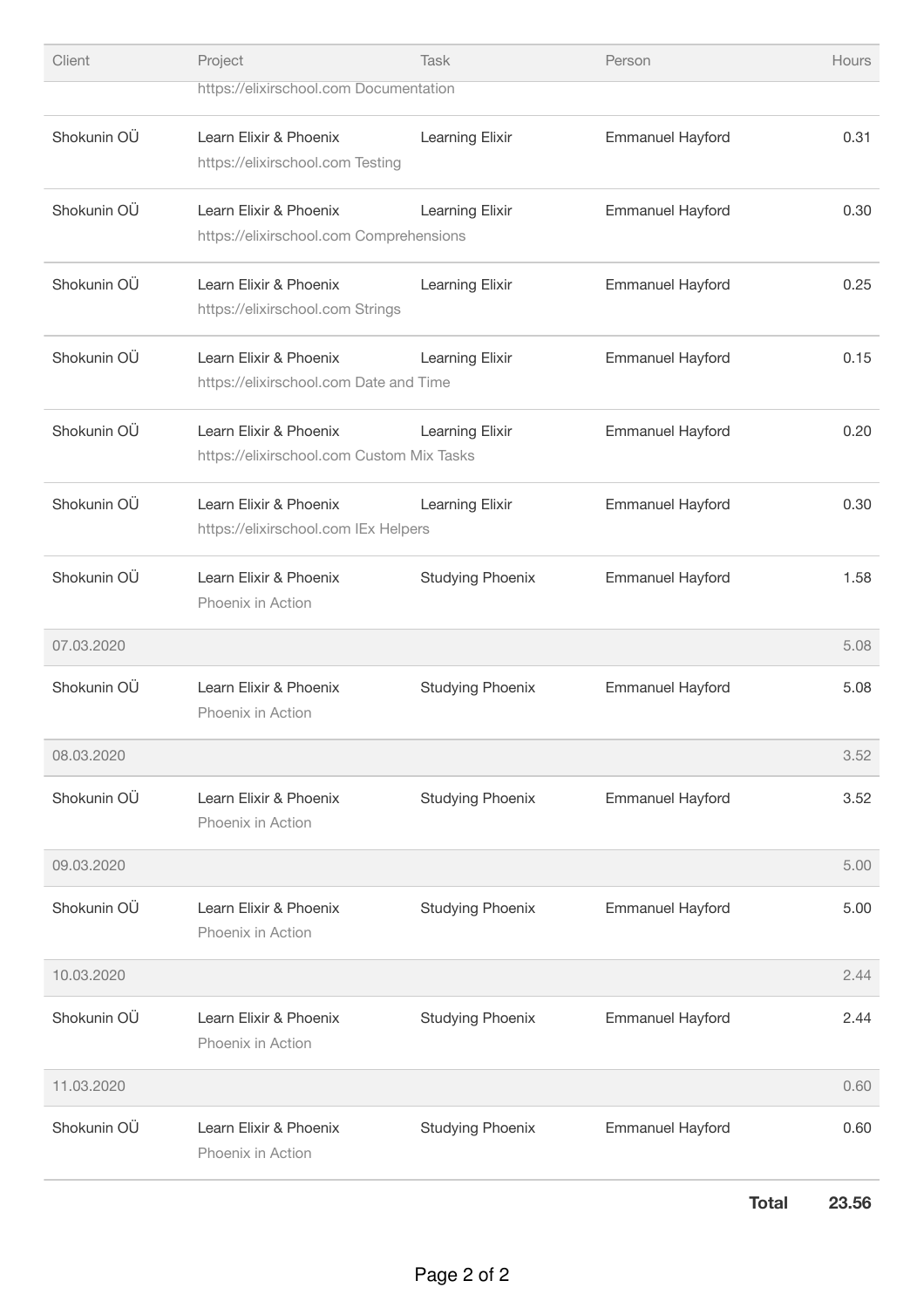| Client | Project | Task | Person | Hours |
|---|---|---|---|---|
| | https://elixirschool.com Documentation | | | |
| Shokunin OÜ | Learn Elixir & Phoenix<br>https://elixirschool.com Testing | Learning Elixir | Emmanuel Hayford | 0.31 |
| Shokunin OÜ | Learn Elixir & Phoenix<br>https://elixirschool.com Comprehensions | Learning Elixir | Emmanuel Hayford | 0.30 |
| Shokunin OÜ | Learn Elixir & Phoenix<br>https://elixirschool.com Strings | Learning Elixir | Emmanuel Hayford | 0.25 |
| Shokunin OÜ | Learn Elixir & Phoenix<br>https://elixirschool.com Date and Time | Learning Elixir | Emmanuel Hayford | 0.15 |
| Shokunin OÜ | Learn Elixir & Phoenix<br>https://elixirschool.com Custom Mix Tasks | Learning Elixir | Emmanuel Hayford | 0.20 |
| Shokunin OÜ | Learn Elixir & Phoenix<br>https://elixirschool.com IEx Helpers | Learning Elixir | Emmanuel Hayford | 0.30 |
| Shokunin OÜ | Learn Elixir & Phoenix<br>Phoenix in Action | Studying Phoenix | Emmanuel Hayford | 1.58 |
| 07.03.2020 | | | | 5.08 |
| Shokunin OÜ | Learn Elixir & Phoenix<br>Phoenix in Action | Studying Phoenix | Emmanuel Hayford | 5.08 |
| 08.03.2020 | | | | 3.52 |
| Shokunin OÜ | Learn Elixir & Phoenix<br>Phoenix in Action | Studying Phoenix | Emmanuel Hayford | 3.52 |
| 09.03.2020 | | | | 5.00 |
| Shokunin OÜ | Learn Elixir & Phoenix<br>Phoenix in Action | Studying Phoenix | Emmanuel Hayford | 5.00 |
| 10.03.2020 | | | | 2.44 |
| Shokunin OÜ | Learn Elixir & Phoenix<br>Phoenix in Action | Studying Phoenix | Emmanuel Hayford | 2.44 |
| 11.03.2020 | | | | 0.60 |
| Shokunin OÜ | Learn Elixir & Phoenix<br>Phoenix in Action | Studying Phoenix | Emmanuel Hayford | 0.60 |
| | | | **Total** | **23.56** |